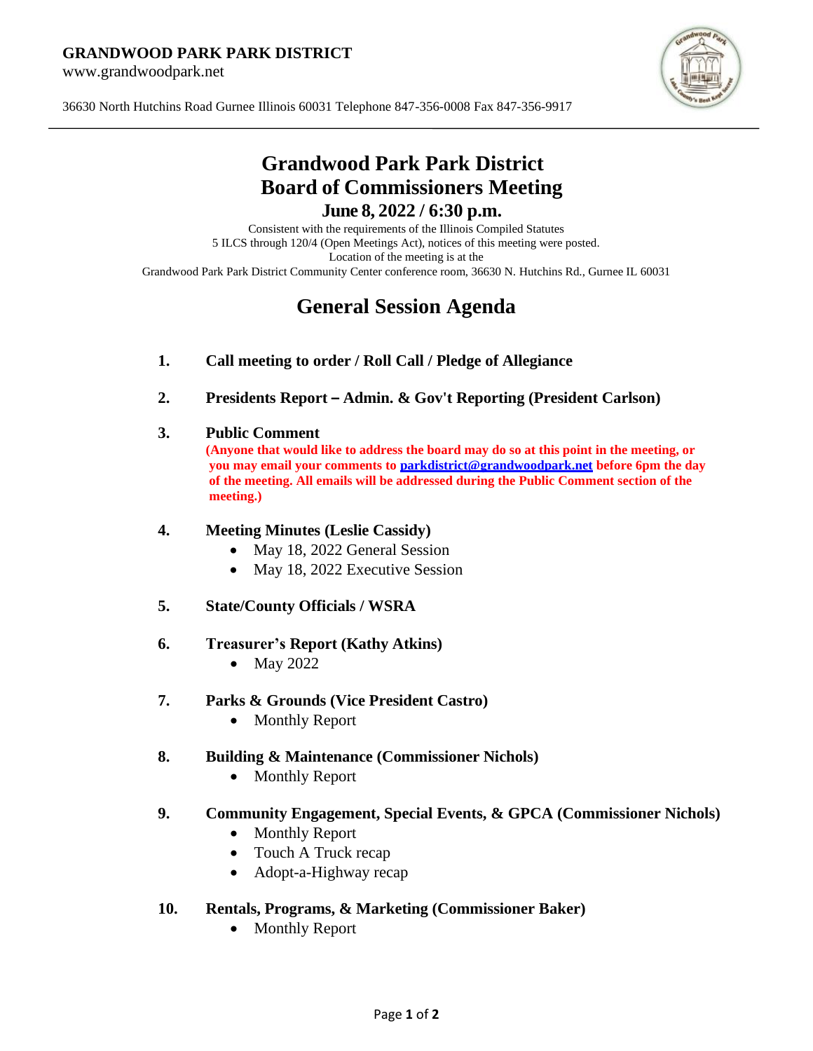**GRANDWOOD PARK PARK DISTRICT**
www.grandwoodpark.net

36630 North Hutchins Road Gurnee Illinois 60031 Telephone 847-356-0008 Fax 847-356-9917

---

# Grandwood Park Park District
# Board of Commissioners Meeting
## June 8, 2022 / 6:30 p.m.

Consistent with the requirements of the Illinois Compiled Statutes
5 ILCS through 120/4 (Open Meetings Act), notices of this meeting were posted.
Location of the meeting is at the
Grandwood Park Park District Community Center conference room, 36630 N. Hutchins Rd., Gurnee IL 60031

# General Session Agenda

1. **Call meeting to order / Roll Call / Pledge of Allegiance**

2. **Presidents Report – Admin. & Gov't Reporting (President Carlson)**

3. **Public Comment**
   **(Anyone that would like to address the board may do so at this point in the meeting, or you may email your comments to parkdistrict@grandwoodpark.net before 6pm the day of the meeting. All emails will be addressed during the Public Comment section of the meeting.)**

4. **Meeting Minutes (Leslie Cassidy)**
   - May 18, 2022 General Session
   - May 18, 2022 Executive Session

5. **State/County Officials / WSRA**

6. **Treasurer's Report (Kathy Atkins)**
   - May 2022

7. **Parks & Grounds (Vice President Castro)**
   - Monthly Report

8. **Building & Maintenance (Commissioner Nichols)**
   - Monthly Report

9. **Community Engagement, Special Events, & GPCA (Commissioner Nichols)**
   - Monthly Report
   - Touch A Truck recap
   - Adopt-a-Highway recap

10. **Rentals, Programs, & Marketing (Commissioner Baker)**
    - Monthly Report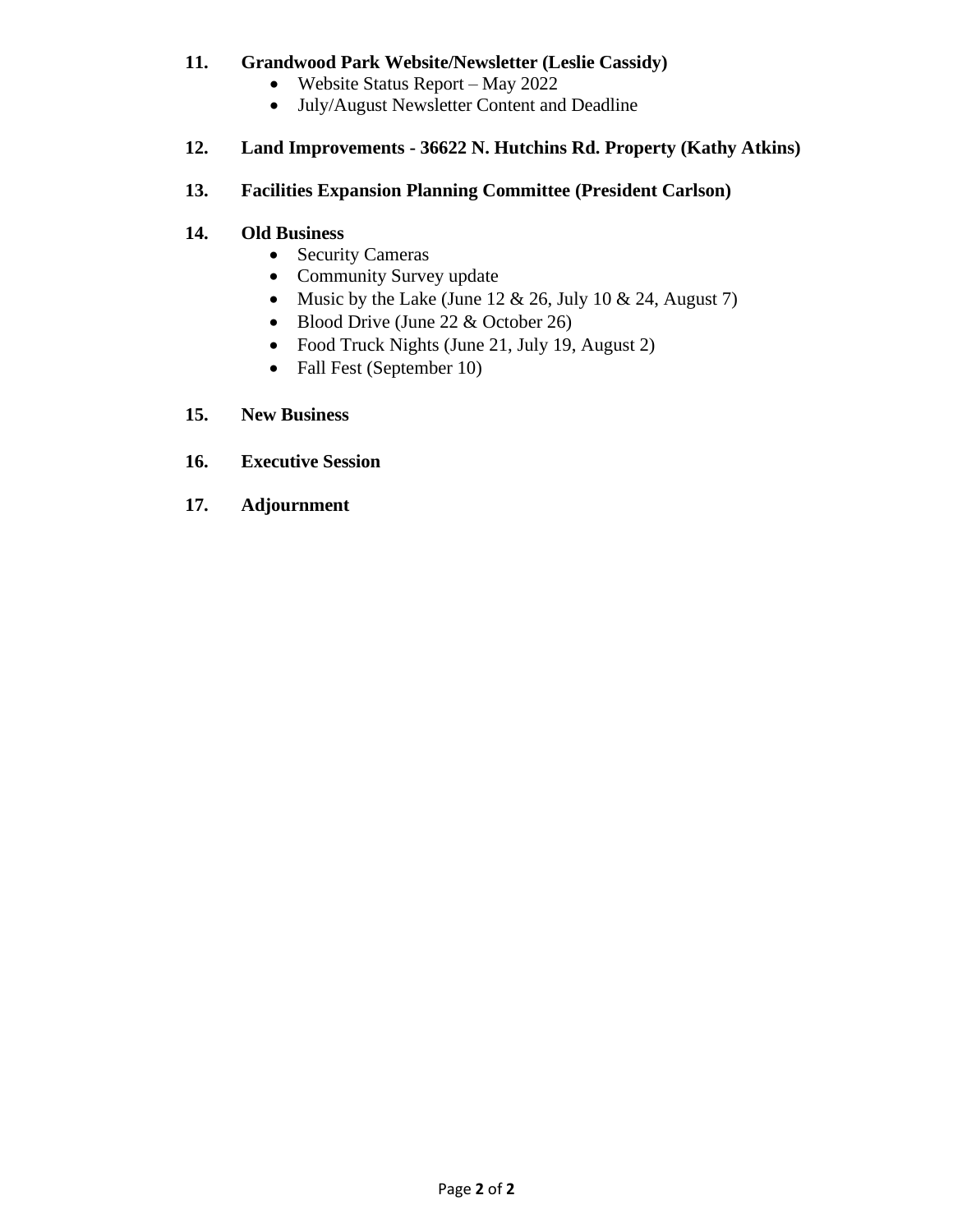**11. Grandwood Park Website/Newsletter (Leslie Cassidy)**

- Website Status Report – May 2022
- July/August Newsletter Content and Deadline

**12. Land Improvements - 36622 N. Hutchins Rd. Property (Kathy Atkins)**

**13. Facilities Expansion Planning Committee (President Carlson)**

**14. Old Business**

- Security Cameras
- Community Survey update
- Music by the Lake (June 12 & 26, July 10 & 24, August 7)
- Blood Drive (June 22 & October 26)
- Food Truck Nights (June 21, July 19, August 2)
- Fall Fest (September 10)

**15. New Business**

**16. Executive Session**

**17. Adjournment**